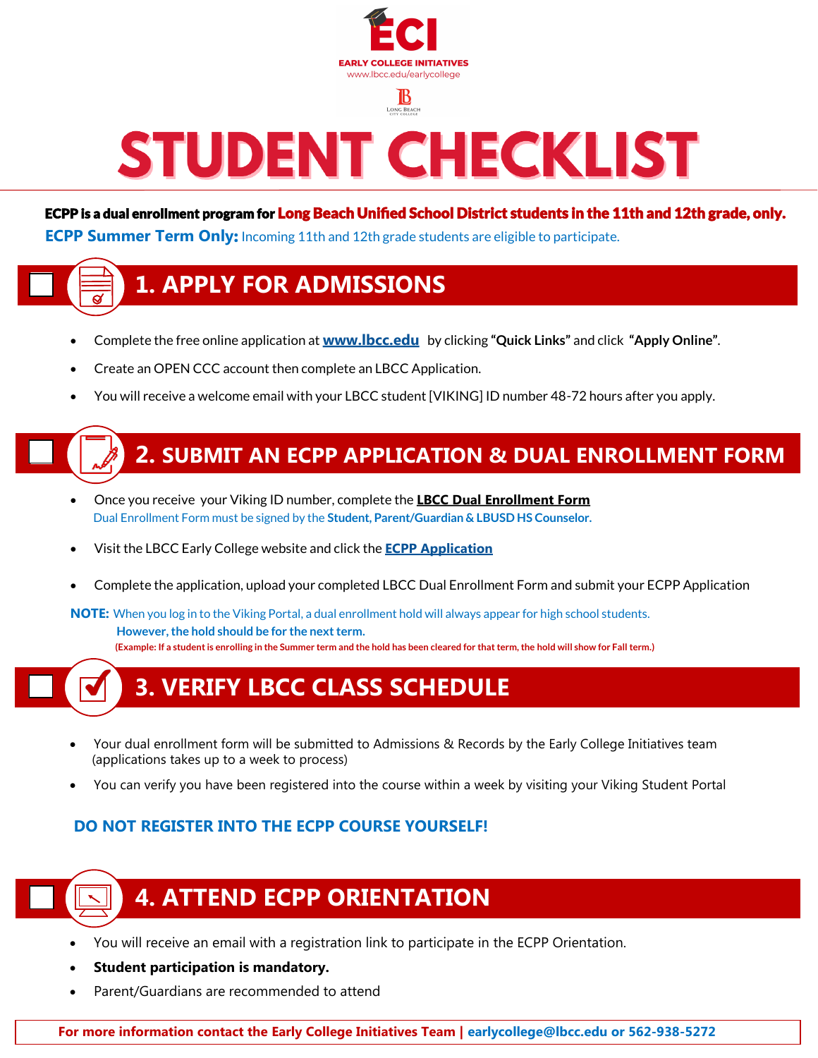ECI

EARLY COLLEGE INITIATIVES
www.lbcc.edu/earlycollege

Long Beach City College

# STUDENT CHECKLIST

**ECPP is a dual enrollment program for Long Beach Unified School District students in the 11th and 12th grade, only.**

**ECPP Summer Term Only:** Incoming 11th and 12th grade students are eligible to participate.

## 1. APPLY FOR ADMISSIONS

- Complete the free online application at **www.lbcc.edu** by clicking **"Quick Links"** and click **"Apply Online"**.
- Create an OPEN CCC account then complete an LBCC Application.
- You will receive a welcome email with your LBCC student [VIKING] ID number 48-72 hours after you apply.

## 2. SUBMIT AN ECPP APPLICATION & DUAL ENROLLMENT FORM

- Once you receive your Viking ID number, complete the **LBCC Dual Enrollment Form**
  Dual Enrollment Form must be signed by the **Student, Parent/Guardian & LBUSD HS Counselor.**
- Visit the LBCC Early College website and click the **ECPP Application**
- Complete the application, upload your completed LBCC Dual Enrollment Form and submit your ECPP Application

**NOTE:** When you log in to the Viking Portal, a dual enrollment hold will always appear for high school students.
**However, the hold should be for the next term.**
**(Example: If a student is enrolling in the Summer term and the hold has been cleared for that term, the hold will show for Fall term.)**

## 3. VERIFY LBCC CLASS SCHEDULE

- Your dual enrollment form will be submitted to Admissions & Records by the Early College Initiatives team (applications takes up to a week to process)
- You can verify you have been registered into the course within a week by visiting your Viking Student Portal

**DO NOT REGISTER INTO THE ECPP COURSE YOURSELF!**

## 4. ATTEND ECPP ORIENTATION

- You will receive an email with a registration link to participate in the ECPP Orientation.
- **Student participation is mandatory.**
- Parent/Guardians are recommended to attend

**For more information contact the Early College Initiatives Team | earlycollege@lbcc.edu or 562-938-5272**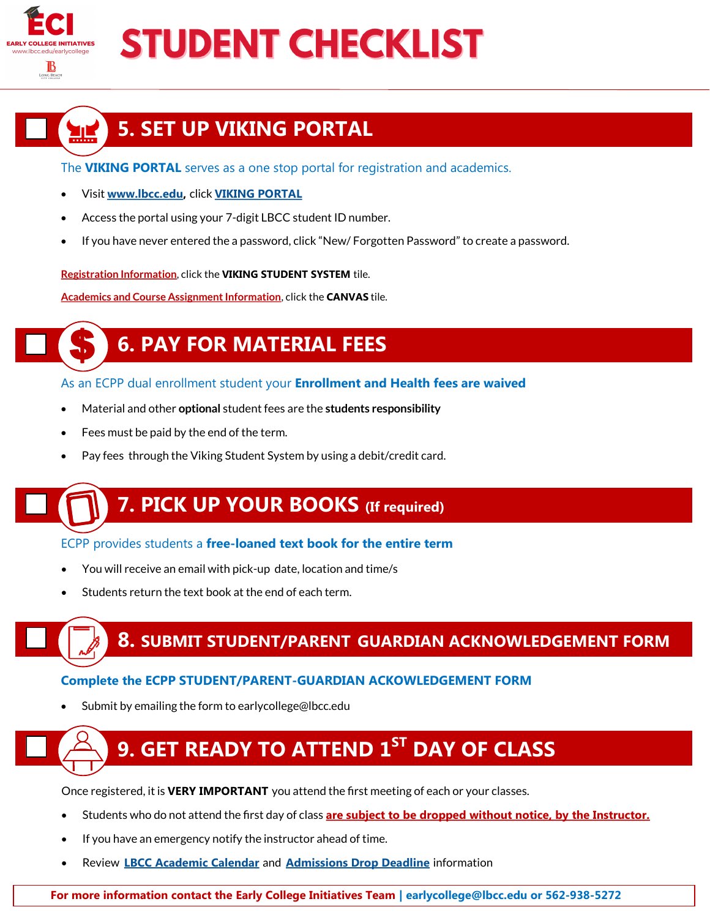# STUDENT CHECKLIST

EARLY COLLEGE INITIATIVES
www.lbcc.edu/earlycollege

## 5. SET UP VIKING PORTAL

The **VIKING PORTAL** serves as a one stop portal for registration and academics.

- Visit **www.lbcc.edu**, click **VIKING PORTAL**
- Access the portal using your 7-digit LBCC student ID number.
- If you have never entered the a password, click "New/ Forgotten Password" to create a password.

**Registration Information**, click the **VIKING STUDENT SYSTEM** tile.

**Academics and Course Assignment Information**, click the **CANVAS** tile.

## 6. PAY FOR MATERIAL FEES

As an ECPP dual enrollment student your **Enrollment and Health fees are waived**

- Material and other **optional** student fees are the **students responsibility**
- Fees must be paid by the end of the term.
- Pay fees through the Viking Student System by using a debit/credit card.

## 7. PICK UP YOUR BOOKS (If required)

ECPP provides students a **free-loaned text book for the entire term**

- You will receive an email with pick-up date, location and time/s
- Students return the text book at the end of each term.

## 8. SUBMIT STUDENT/PARENT GUARDIAN ACKNOWLEDGEMENT FORM

**Complete the ECPP STUDENT/PARENT-GUARDIAN ACKOWLEDGEMENT FORM**

- Submit by emailing the form to earlycollege@lbcc.edu

## 9. GET READY TO ATTEND 1ST DAY OF CLASS

Once registered, it is **VERY IMPORTANT** you attend the first meeting of each or your classes.

- Students who do not attend the first day of class **are subject to be dropped without notice, by the Instructor.**
- If you have an emergency notify the instructor ahead of time.
- Review **LBCC Academic Calendar** and **Admissions Drop Deadline** information

**For more information contact the Early College Initiatives Team | earlycollege@lbcc.edu or 562-938-5272**